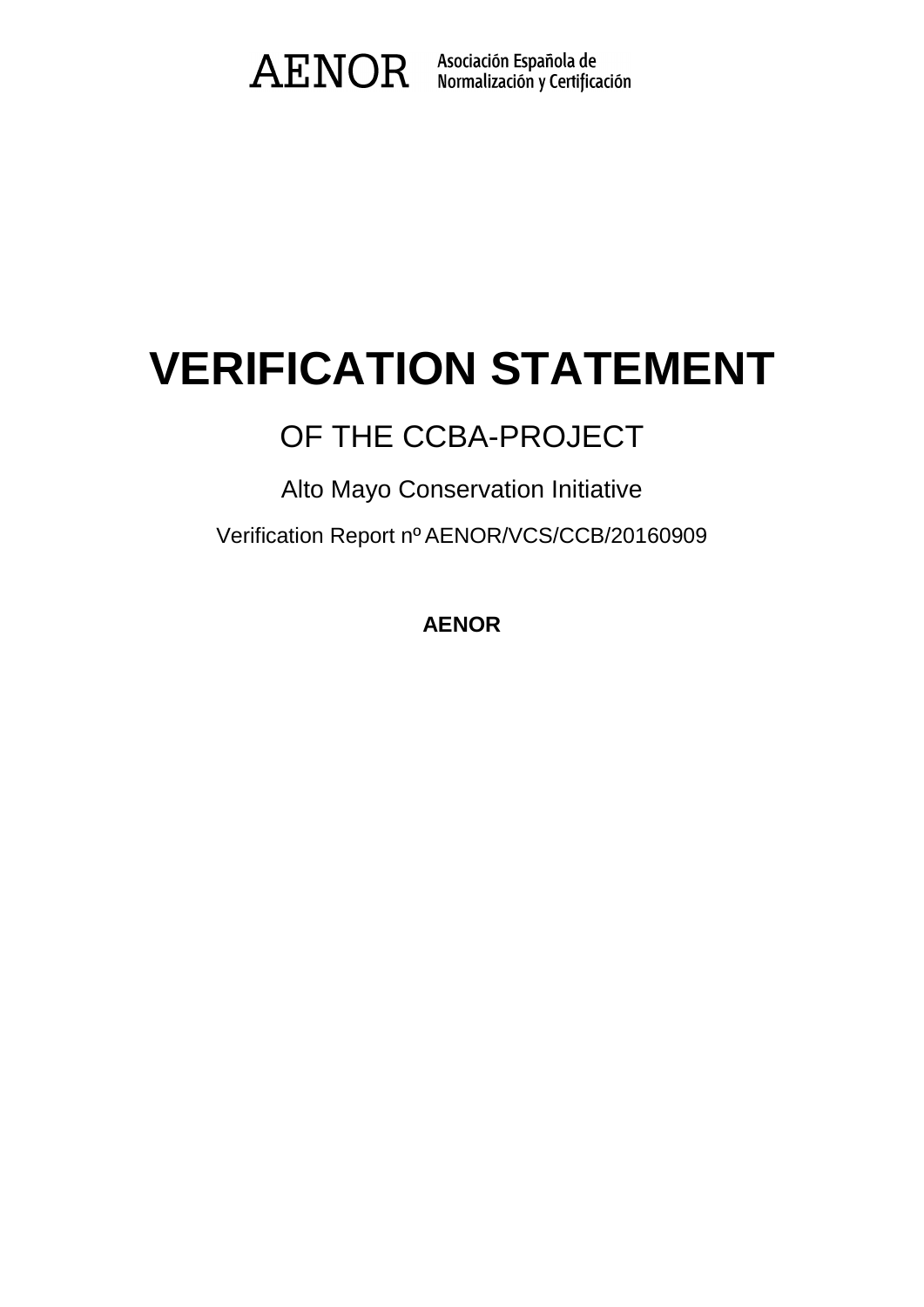AENOR Asociación Española de Normalización y Certificación

# VERIFICATION STATEMENT

## OF THE CCBA-PROJECT

### Alto Mayo Conservation Initiative

Verification Report nº AENOR/VCS/CCB/20160909

**AENOR**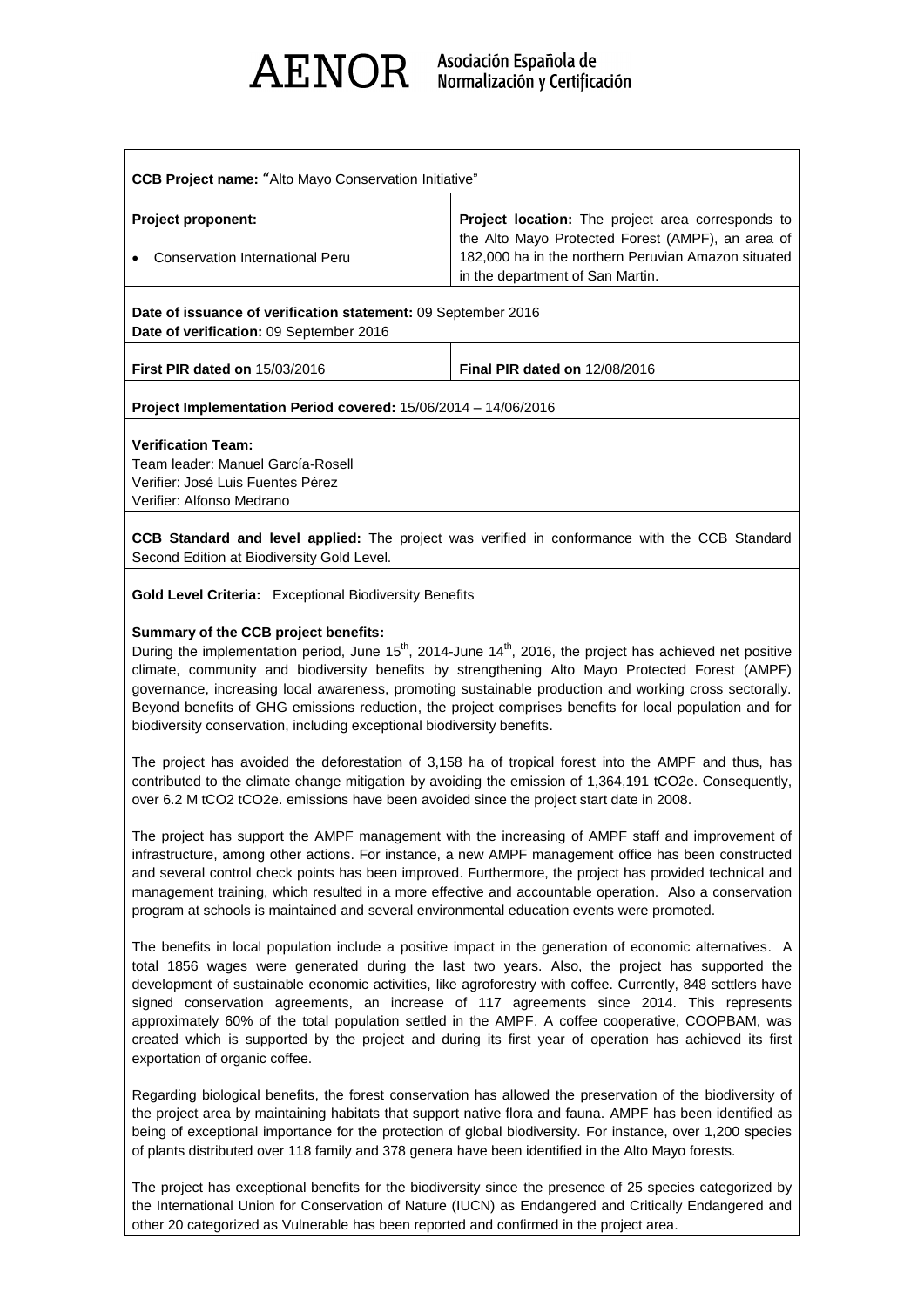# AENOR Asociación Española de Normalización y Certificación

**CCB Project name:** "Alto Mayo Conservation Initiative"

| **Project proponent:** | **Project location:** The project area corresponds to the Alto Mayo Protected Forest (AMPF), an area of 182,000 ha in the northern Peruvian Amazon situated in the department of San Martin. |
|---|---|
| • Conservation International Peru | |

**Date of issuance of verification statement:** 09 September 2016
**Date of verification:** 09 September 2016

| **First PIR dated on** 15/03/2016 | **Final PIR dated on** 12/08/2016 |
|---|---|

**Project Implementation Period covered:** 15/06/2014 – 14/06/2016

**Verification Team:**
Team leader: Manuel García-Rosell
Verifier: José Luis Fuentes Pérez
Verifier: Alfonso Medrano

**CCB Standard and level applied:** The project was verified in conformance with the CCB Standard Second Edition at Biodiversity Gold Level.

**Gold Level Criteria:** Exceptional Biodiversity Benefits

**Summary of the CCB project benefits:**

During the implementation period, June 15th, 2014-June 14th, 2016, the project has achieved net positive climate, community and biodiversity benefits by strengthening Alto Mayo Protected Forest (AMPF) governance, increasing local awareness, promoting sustainable production and working cross sectorally. Beyond benefits of GHG emissions reduction, the project comprises benefits for local population and for biodiversity conservation, including exceptional biodiversity benefits.

The project has avoided the deforestation of 3,158 ha of tropical forest into the AMPF and thus, has contributed to the climate change mitigation by avoiding the emission of 1,364,191 tCO2e. Consequently, over 6.2 M tCO2 tCO2e. emissions have been avoided since the project start date in 2008.

The project has support the AMPF management with the increasing of AMPF staff and improvement of infrastructure, among other actions. For instance, a new AMPF management office has been constructed and several control check points has been improved. Furthermore, the project has provided technical and management training, which resulted in a more effective and accountable operation. Also a conservation program at schools is maintained and several environmental education events were promoted.

The benefits in local population include a positive impact in the generation of economic alternatives. A total 1856 wages were generated during the last two years. Also, the project has supported the development of sustainable economic activities, like agroforestry with coffee. Currently, 848 settlers have signed conservation agreements, an increase of 117 agreements since 2014. This represents approximately 60% of the total population settled in the AMPF. A coffee cooperative, COOPBAM, was created which is supported by the project and during its first year of operation has achieved its first exportation of organic coffee.

Regarding biological benefits, the forest conservation has allowed the preservation of the biodiversity of the project area by maintaining habitats that support native flora and fauna. AMPF has been identified as being of exceptional importance for the protection of global biodiversity. For instance, over 1,200 species of plants distributed over 118 family and 378 genera have been identified in the Alto Mayo forests.

The project has exceptional benefits for the biodiversity since the presence of 25 species categorized by the International Union for Conservation of Nature (IUCN) as Endangered and Critically Endangered and other 20 categorized as Vulnerable has been reported and confirmed in the project area.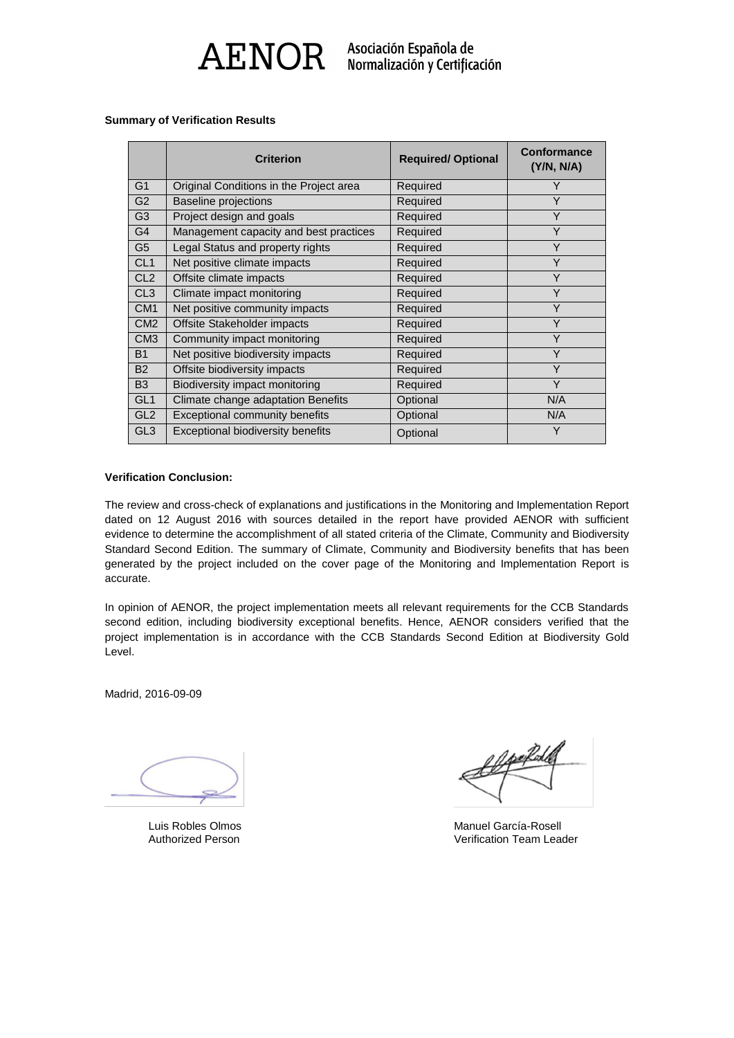AENOR Asociación Española de Normalización y Certificación

**Summary of Verification Results**

| | Criterion | Required/ Optional | Conformance (Y/N, N/A) |
|---|---|---|---|
| G1 | Original Conditions in the Project area | Required | Y |
| G2 | Baseline projections | Required | Y |
| G3 | Project design and goals | Required | Y |
| G4 | Management capacity and best practices | Required | Y |
| G5 | Legal Status and property rights | Required | Y |
| CL1 | Net positive climate impacts | Required | Y |
| CL2 | Offsite climate impacts | Required | Y |
| CL3 | Climate impact monitoring | Required | Y |
| CM1 | Net positive community impacts | Required | Y |
| CM2 | Offsite Stakeholder impacts | Required | Y |
| CM3 | Community impact monitoring | Required | Y |
| B1 | Net positive biodiversity impacts | Required | Y |
| B2 | Offsite biodiversity impacts | Required | Y |
| B3 | Biodiversity impact monitoring | Required | Y |
| GL1 | Climate change adaptation Benefits | Optional | N/A |
| GL2 | Exceptional community benefits | Optional | N/A |
| GL3 | Exceptional biodiversity benefits | Optional | Y |

**Verification Conclusion:**

The review and cross-check of explanations and justifications in the Monitoring and Implementation Report dated on 12 August 2016 with sources detailed in the report have provided AENOR with sufficient evidence to determine the accomplishment of all stated criteria of the Climate, Community and Biodiversity Standard Second Edition. The summary of Climate, Community and Biodiversity benefits that has been generated by the project included on the cover page of the Monitoring and Implementation Report is accurate.

In opinion of AENOR, the project implementation meets all relevant requirements for the CCB Standards second edition, including biodiversity exceptional benefits. Hence, AENOR considers verified that the project implementation is in accordance with the CCB Standards Second Edition at Biodiversity Gold Level.

Madrid, 2016-09-09

Luis Robles Olmos
Authorized Person

Manuel García-Rosell
Verification Team Leader